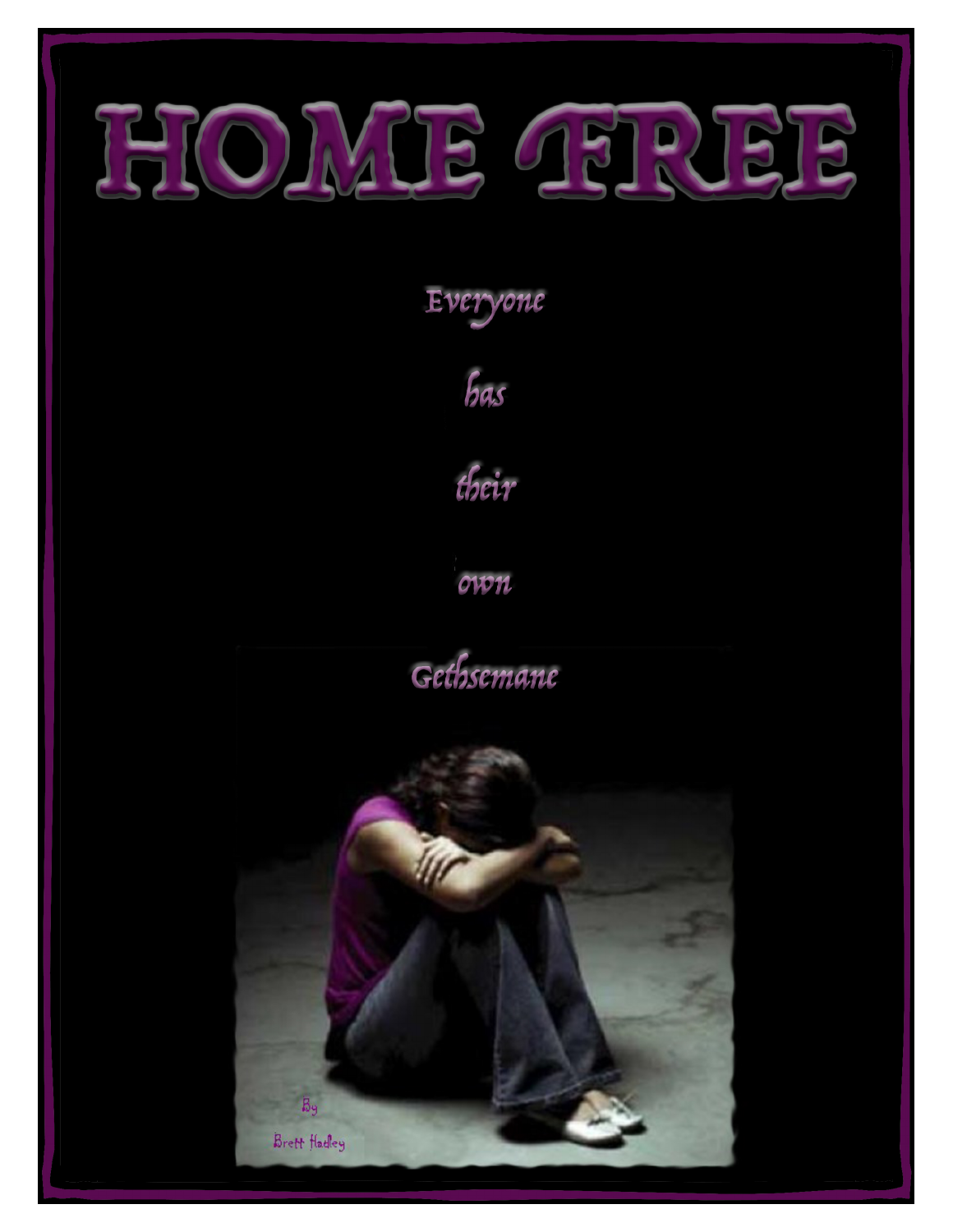# HOME FREE

Everyone

has

their

own

Gethsemane

By

Brett Hadley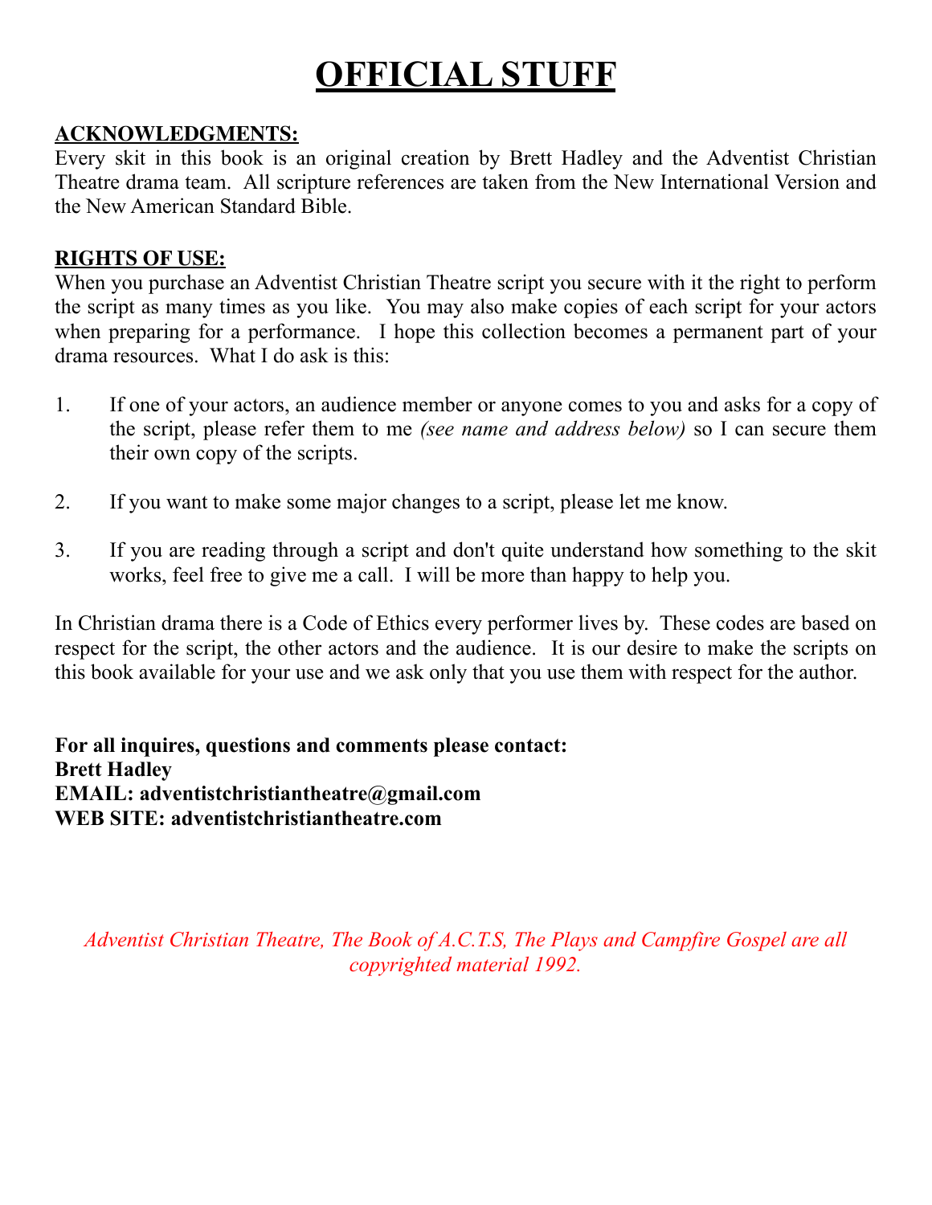# OFFICIAL STUFF

**ACKNOWLEDGMENTS:**

Every skit in this book is an original creation by Brett Hadley and the Adventist Christian Theatre drama team. All scripture references are taken from the New International Version and the New American Standard Bible.

**RIGHTS OF USE:**

When you purchase an Adventist Christian Theatre script you secure with it the right to perform the script as many times as you like. You may also make copies of each script for your actors when preparing for a performance. I hope this collection becomes a permanent part of your drama resources. What I do ask is this:

1. If one of your actors, an audience member or anyone comes to you and asks for a copy of the script, please refer them to me *(see name and address below)* so I can secure them their own copy of the scripts.

2. If you want to make some major changes to a script, please let me know.

3. If you are reading through a script and don't quite understand how something to the skit works, feel free to give me a call. I will be more than happy to help you.

In Christian drama there is a Code of Ethics every performer lives by. These codes are based on respect for the script, the other actors and the audience. It is our desire to make the scripts on this book available for your use and we ask only that you use them with respect for the author.

**For all inquires, questions and comments please contact:**
**Brett Hadley**
**EMAIL: adventistchristiantheatre@gmail.com**
**WEB SITE: adventistchristiantheatre.com**

*Adventist Christian Theatre, The Book of A.C.T.S, The Plays and Campfire Gospel are all copyrighted material 1992.*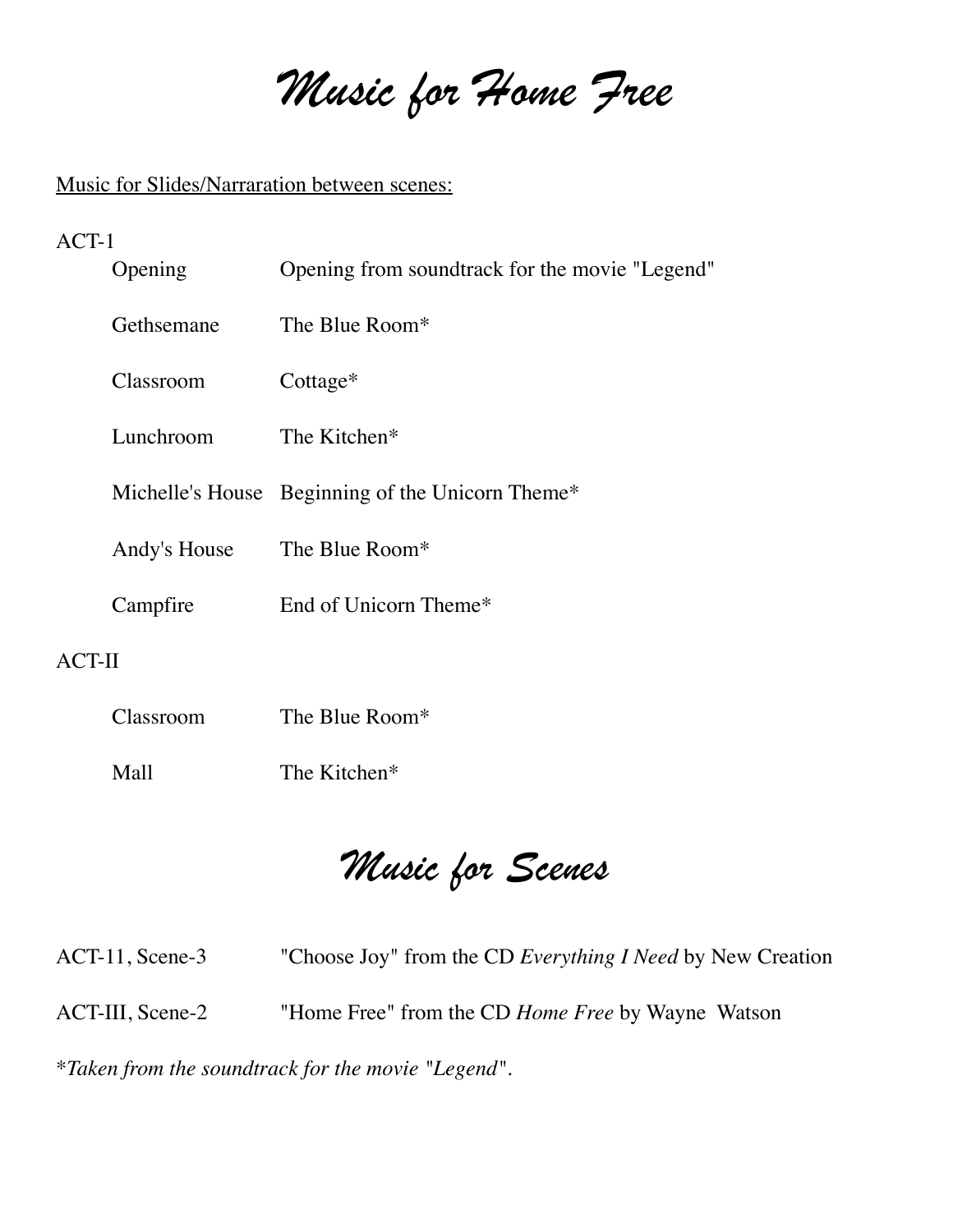# *Music for Home Free*

<u>Music for Slides/Narraration between scenes:</u>

ACT-1

| | |
|---|---|
| Opening | Opening from soundtrack for the movie "Legend" |
| Gethsemane | The Blue Room* |
| Classroom | Cottage* |
| Lunchroom | The Kitchen* |
| Michelle's House | Beginning of the Unicorn Theme* |
| Andy's House | The Blue Room* |
| Campfire | End of Unicorn Theme* |

ACT-II

| | |
|---|---|
| Classroom | The Blue Room* |
| Mall | The Kitchen* |

# *Music for Scenes*

| | |
|---|---|
| ACT-11, Scene-3 | "Choose Joy" from the CD *Everything I Need* by New Creation |
| ACT-III, Scene-2 | "Home Free" from the CD *Home Free* by Wayne Watson |

**Taken from the soundtrack for the movie "Legend".*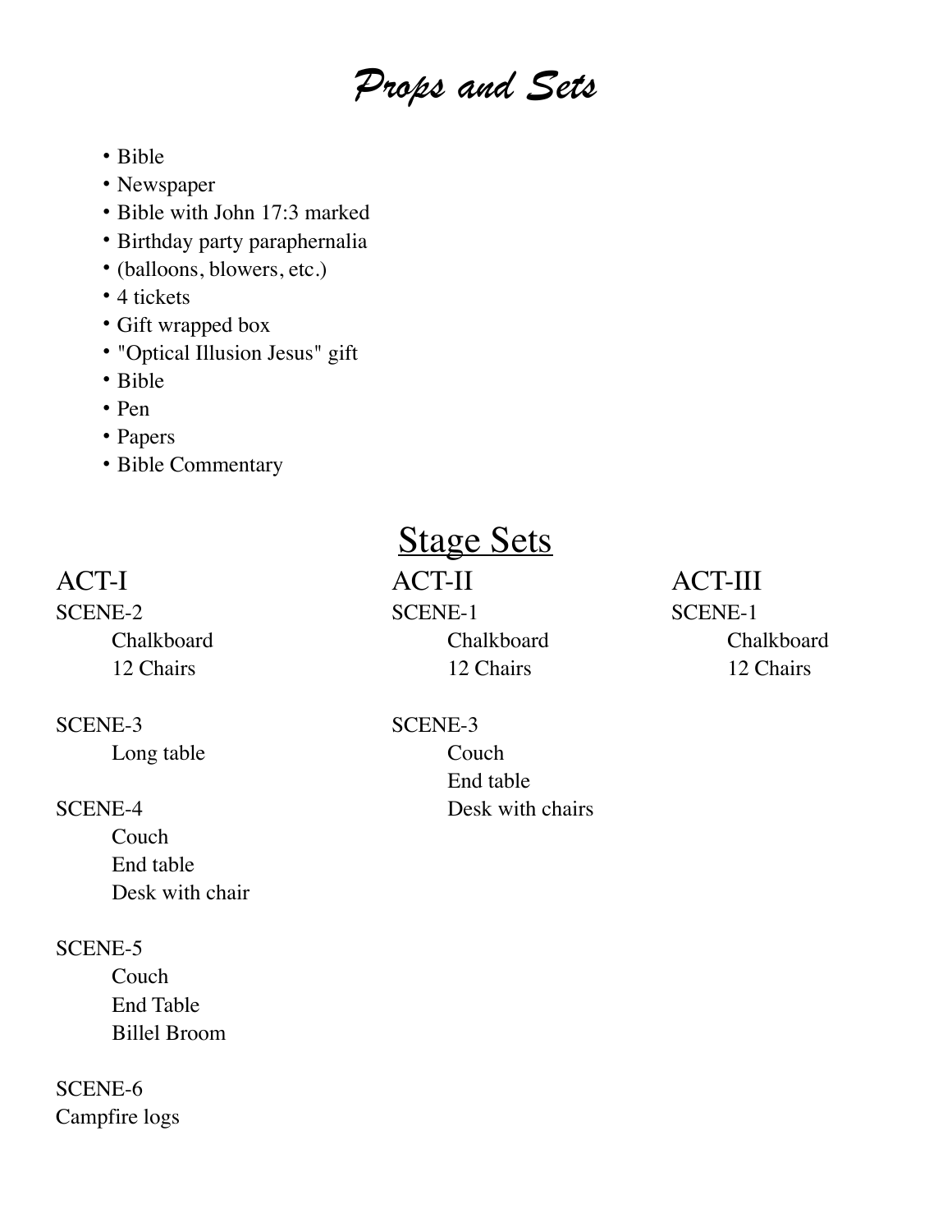# *Props and Sets*

- Bible
- Newspaper
- Bible with John 17:3 marked
- Birthday party paraphernalia
- (balloons, blowers, etc.)
- 4 tickets
- Gift wrapped box
- "Optical Illusion Jesus" gift
- Bible
- Pen
- Papers
- Bible Commentary

## Stage Sets

### ACT-I

SCENE-2

- Chalkboard
- 12 Chairs

SCENE-3

- Long table

SCENE-4

- Couch
- End table
- Desk with chair

SCENE-5

- Couch
- End Table
- Billel Broom

SCENE-6

Campfire logs

### ACT-II

SCENE-1

- Chalkboard
- 12 Chairs

SCENE-3

- Couch
- End table
- Desk with chairs

### ACT-III

SCENE-1

- Chalkboard
- 12 Chairs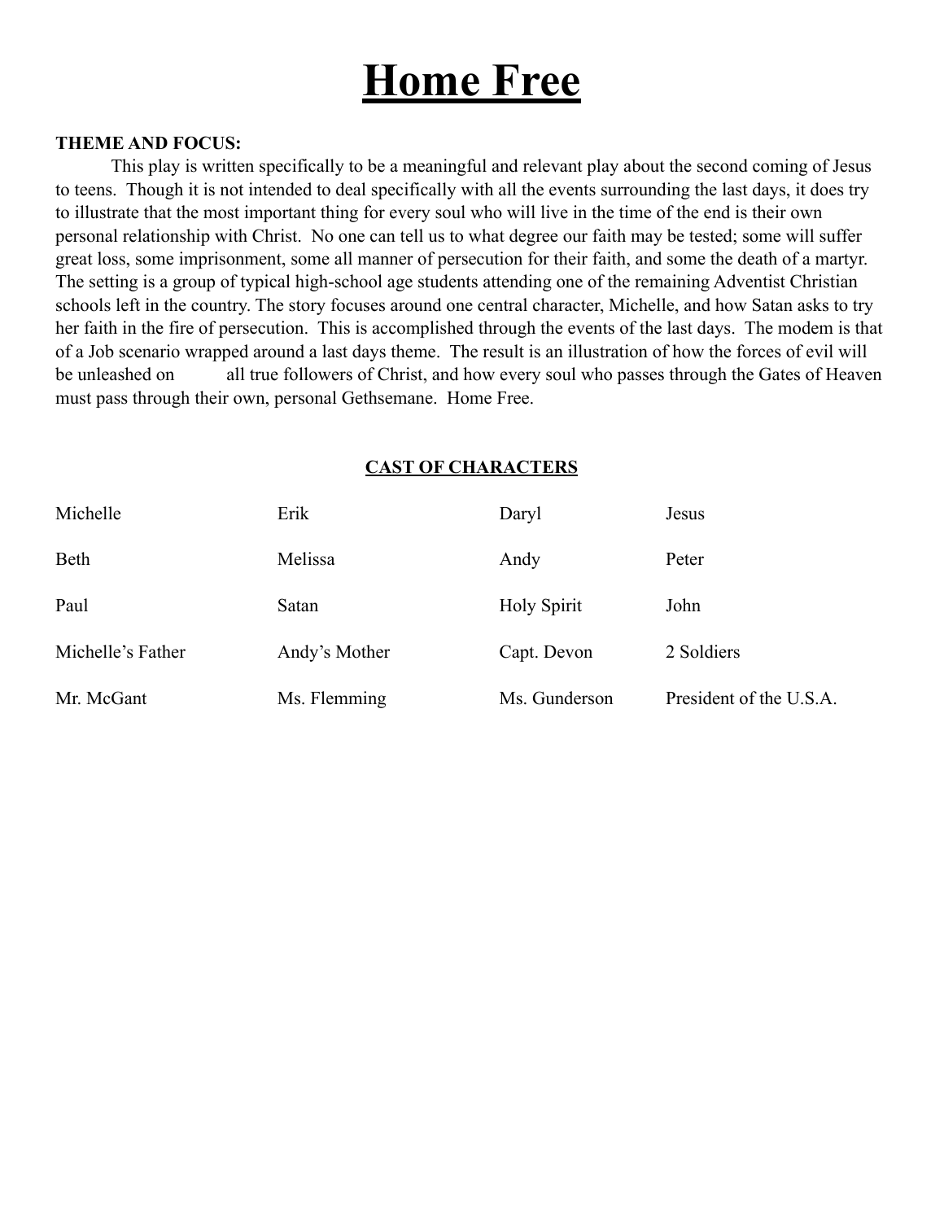# Home Free

**THEME AND FOCUS:**

This play is written specifically to be a meaningful and relevant play about the second coming of Jesus to teens. Though it is not intended to deal specifically with all the events surrounding the last days, it does try to illustrate that the most important thing for every soul who will live in the time of the end is their own personal relationship with Christ. No one can tell us to what degree our faith may be tested; some will suffer great loss, some imprisonment, some all manner of persecution for their faith, and some the death of a martyr. The setting is a group of typical high-school age students attending one of the remaining Adventist Christian schools left in the country. The story focuses around one central character, Michelle, and how Satan asks to try her faith in the fire of persecution. This is accomplished through the events of the last days. The modem is that of a Job scenario wrapped around a last days theme. The result is an illustration of how the forces of evil will be unleashed on all true followers of Christ, and how every soul who passes through the Gates of Heaven must pass through their own, personal Gethsemane. Home Free.

**CAST OF CHARACTERS**

| | | | |
|---|---|---|---|
| Michelle | Erik | Daryl | Jesus |
| Beth | Melissa | Andy | Peter |
| Paul | Satan | Holy Spirit | John |
| Michelle's Father | Andy's Mother | Capt. Devon | 2 Soldiers |
| Mr. McGant | Ms. Flemming | Ms. Gunderson | President of the U.S.A. |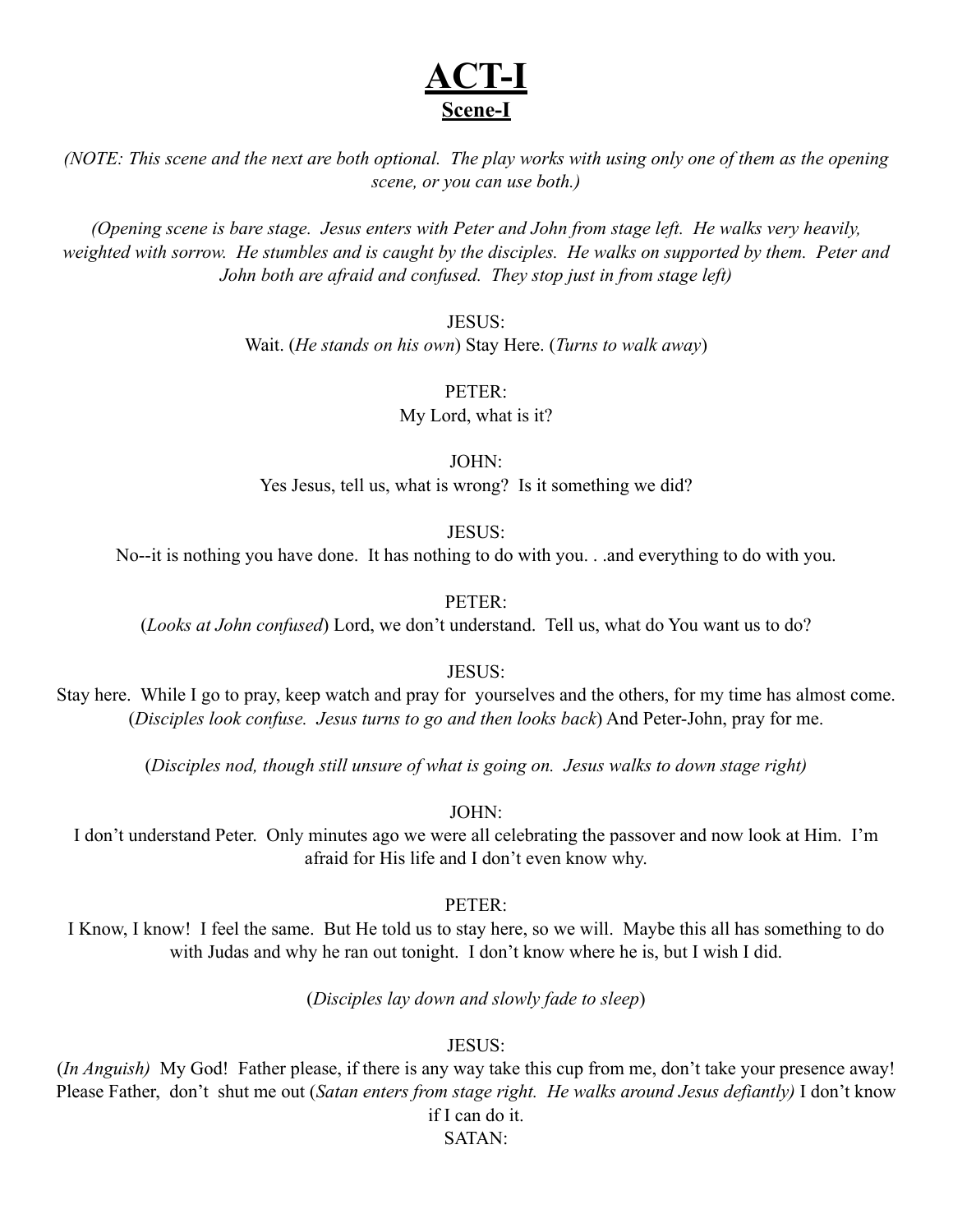# ACT-I

## Scene-I

*(NOTE: This scene and the next are both optional. The play works with using only one of them as the opening scene, or you can use both.)*

*(Opening scene is bare stage. Jesus enters with Peter and John from stage left. He walks very heavily, weighted with sorrow. He stumbles and is caught by the disciples. He walks on supported by them. Peter and John both are afraid and confused. They stop just in from stage left)*

JESUS:
Wait. (*He stands on his own*) Stay Here. (*Turns to walk away*)

PETER:
My Lord, what is it?

JOHN:
Yes Jesus, tell us, what is wrong? Is it something we did?

JESUS:
No--it is nothing you have done. It has nothing to do with you. . .and everything to do with you.

PETER:
(*Looks at John confused*) Lord, we don't understand. Tell us, what do You want us to do?

JESUS:
Stay here. While I go to pray, keep watch and pray for yourselves and the others, for my time has almost come. (*Disciples look confuse. Jesus turns to go and then looks back*) And Peter-John, pray for me.

(*Disciples nod, though still unsure of what is going on. Jesus walks to down stage right)*

JOHN:
I don't understand Peter. Only minutes ago we were all celebrating the passover and now look at Him. I'm afraid for His life and I don't even know why.

PETER:
I Know, I know! I feel the same. But He told us to stay here, so we will. Maybe this all has something to do with Judas and why he ran out tonight. I don't know where he is, but I wish I did.

(*Disciples lay down and slowly fade to sleep*)

JESUS:
(*In Anguish)* My God! Father please, if there is any way take this cup from me, don't take your presence away! Please Father, don't shut me out (*Satan enters from stage right. He walks around Jesus defiantly)* I don't know if I can do it.

SATAN: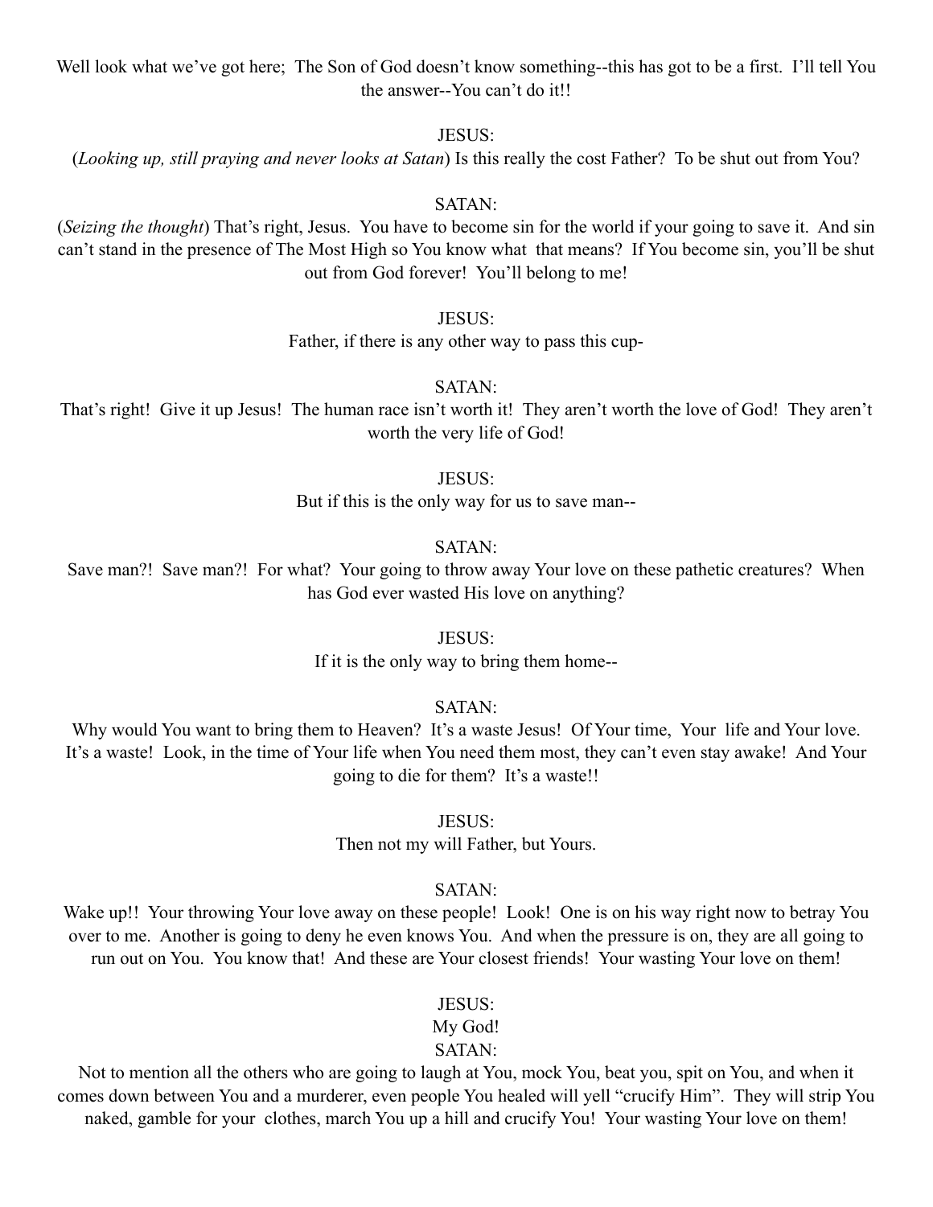Well look what we've got here; The Son of God doesn't know something--this has got to be a first. I'll tell You the answer--You can't do it!!

JESUS:

(*Looking up, still praying and never looks at Satan*) Is this really the cost Father? To be shut out from You?

SATAN:

(*Seizing the thought*) That's right, Jesus. You have to become sin for the world if your going to save it. And sin can't stand in the presence of The Most High so You know what that means? If You become sin, you'll be shut out from God forever! You'll belong to me!

JESUS:

Father, if there is any other way to pass this cup-

SATAN:

That's right! Give it up Jesus! The human race isn't worth it! They aren't worth the love of God! They aren't worth the very life of God!

JESUS:

But if this is the only way for us to save man--

SATAN:

Save man?! Save man?! For what? Your going to throw away Your love on these pathetic creatures? When has God ever wasted His love on anything?

JESUS:

If it is the only way to bring them home--

SATAN:

Why would You want to bring them to Heaven? It's a waste Jesus! Of Your time, Your life and Your love. It's a waste! Look, in the time of Your life when You need them most, they can't even stay awake! And Your going to die for them? It's a waste!!

JESUS:

Then not my will Father, but Yours.

SATAN:

Wake up!! Your throwing Your love away on these people! Look! One is on his way right now to betray You over to me. Another is going to deny he even knows You. And when the pressure is on, they are all going to run out on You. You know that! And these are Your closest friends! Your wasting Your love on them!

JESUS:

My God!

SATAN:

Not to mention all the others who are going to laugh at You, mock You, beat you, spit on You, and when it comes down between You and a murderer, even people You healed will yell "crucify Him". They will strip You naked, gamble for your clothes, march You up a hill and crucify You! Your wasting Your love on them!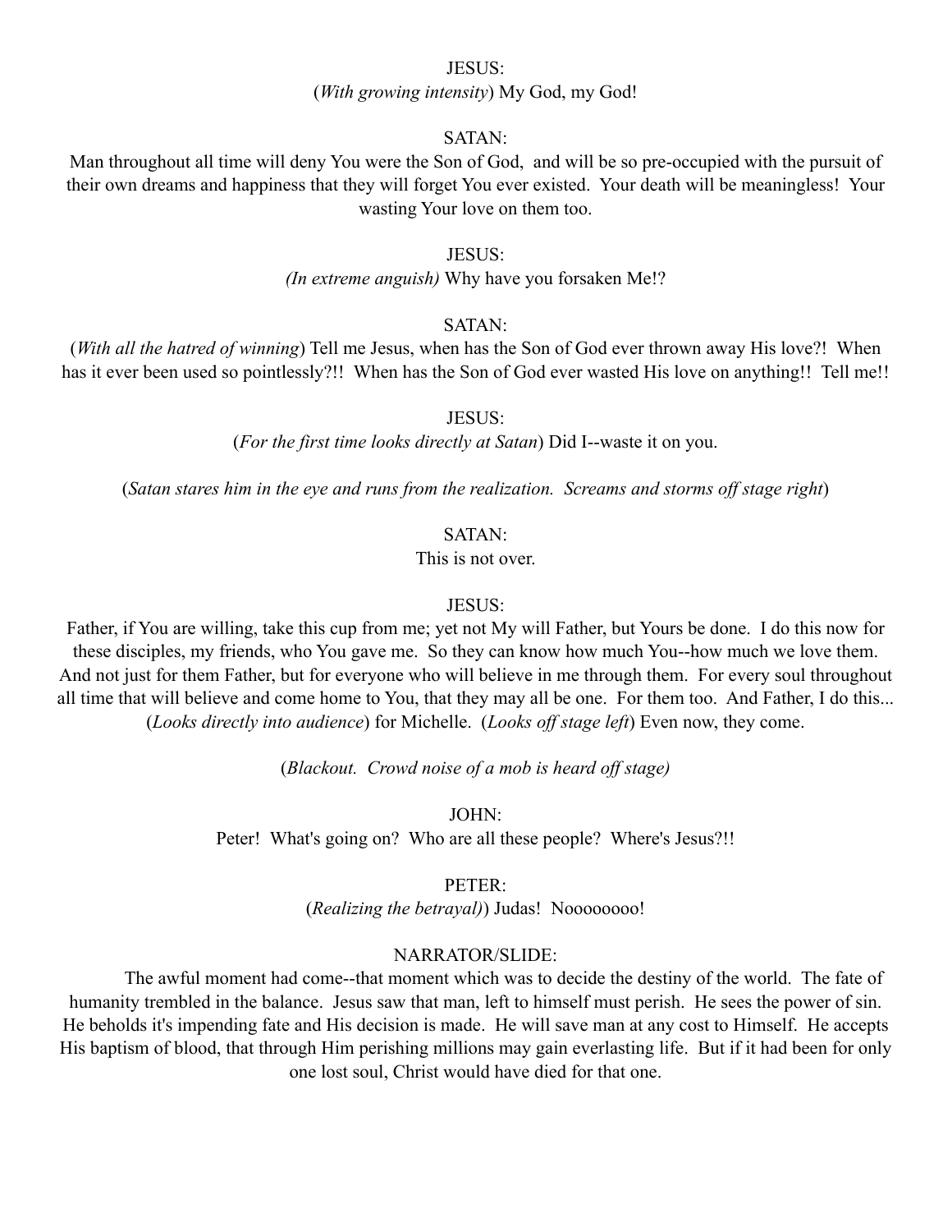JESUS:

(*With growing intensity*) My God, my God!

SATAN:

Man throughout all time will deny You were the Son of God, and will be so pre-occupied with the pursuit of their own dreams and happiness that they will forget You ever existed. Your death will be meaningless! Your wasting Your love on them too.

JESUS:

*(In extreme anguish)* Why have you forsaken Me!?

SATAN:

(*With all the hatred of winning*) Tell me Jesus, when has the Son of God ever thrown away His love?! When has it ever been used so pointlessly?!! When has the Son of God ever wasted His love on anything!! Tell me!!

JESUS:

(*For the first time looks directly at Satan*) Did I--waste it on you.

(*Satan stares him in the eye and runs from the realization. Screams and storms off stage right*)

SATAN:

This is not over.

JESUS:

Father, if You are willing, take this cup from me; yet not My will Father, but Yours be done. I do this now for these disciples, my friends, who You gave me. So they can know how much You--how much we love them. And not just for them Father, but for everyone who will believe in me through them. For every soul throughout all time that will believe and come home to You, that they may all be one. For them too. And Father, I do this... (*Looks directly into audience*) for Michelle. (*Looks off stage left*) Even now, they come.

(*Blackout. Crowd noise of a mob is heard off stage)*

JOHN:

Peter! What's going on? Who are all these people? Where's Jesus?!!

PETER:

(*Realizing the betrayal)*) Judas! Noooooooo!

NARRATOR/SLIDE:

The awful moment had come--that moment which was to decide the destiny of the world. The fate of humanity trembled in the balance. Jesus saw that man, left to himself must perish. He sees the power of sin. He beholds it's impending fate and His decision is made. He will save man at any cost to Himself. He accepts His baptism of blood, that through Him perishing millions may gain everlasting life. But if it had been for only one lost soul, Christ would have died for that one.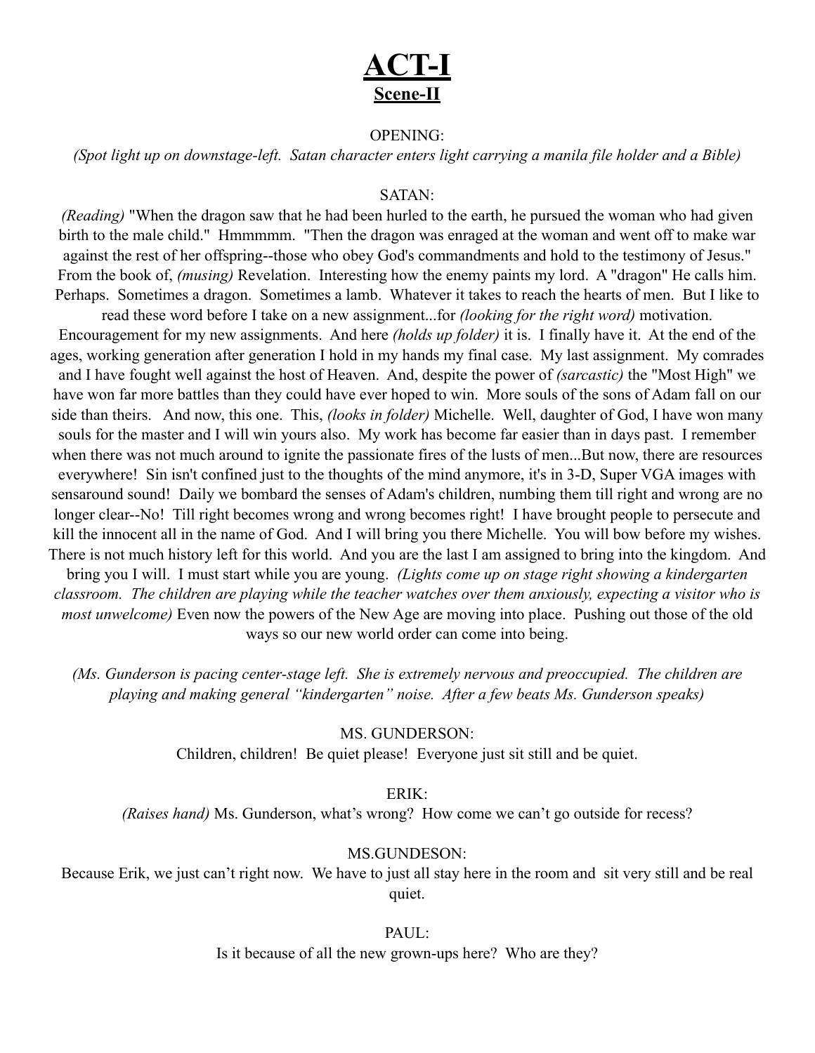# ACT-I

## Scene-II

OPENING:

*(Spot light up on downstage-left. Satan character enters light carrying a manila file holder and a Bible)*

SATAN:

*(Reading)* "When the dragon saw that he had been hurled to the earth, he pursued the woman who had given birth to the male child." Hmmmmm. "Then the dragon was enraged at the woman and went off to make war against the rest of her offspring--those who obey God's commandments and hold to the testimony of Jesus." From the book of, *(musing)* Revelation. Interesting how the enemy paints my lord. A "dragon" He calls him. Perhaps. Sometimes a dragon. Sometimes a lamb. Whatever it takes to reach the hearts of men. But I like to read these word before I take on a new assignment...for *(looking for the right word)* motivation. Encouragement for my new assignments. And here *(holds up folder)* it is. I finally have it. At the end of the ages, working generation after generation I hold in my hands my final case. My last assignment. My comrades and I have fought well against the host of Heaven. And, despite the power of *(sarcastic)* the "Most High" we have won far more battles than they could have ever hoped to win. More souls of the sons of Adam fall on our side than theirs. And now, this one. This, *(looks in folder)* Michelle. Well, daughter of God, I have won many souls for the master and I will win yours also. My work has become far easier than in days past. I remember when there was not much around to ignite the passionate fires of the lusts of men...But now, there are resources everywhere! Sin isn't confined just to the thoughts of the mind anymore, it's in 3-D, Super VGA images with sensaround sound! Daily we bombard the senses of Adam's children, numbing them till right and wrong are no longer clear--No! Till right becomes wrong and wrong becomes right! I have brought people to persecute and kill the innocent all in the name of God. And I will bring you there Michelle. You will bow before my wishes. There is not much history left for this world. And you are the last I am assigned to bring into the kingdom. And bring you I will. I must start while you are young. *(Lights come up on stage right showing a kindergarten classroom. The children are playing while the teacher watches over them anxiously, expecting a visitor who is most unwelcome)* Even now the powers of the New Age are moving into place. Pushing out those of the old ways so our new world order can come into being.

*(Ms. Gunderson is pacing center-stage left. She is extremely nervous and preoccupied. The children are playing and making general "kindergarten" noise. After a few beats Ms. Gunderson speaks)*

MS. GUNDERSON:

Children, children! Be quiet please! Everyone just sit still and be quiet.

ERIK:

*(Raises hand)* Ms. Gunderson, what's wrong? How come we can't go outside for recess?

MS.GUNDESON:

Because Erik, we just can't right now. We have to just all stay here in the room and sit very still and be real quiet.

PAUL:

Is it because of all the new grown-ups here? Who are they?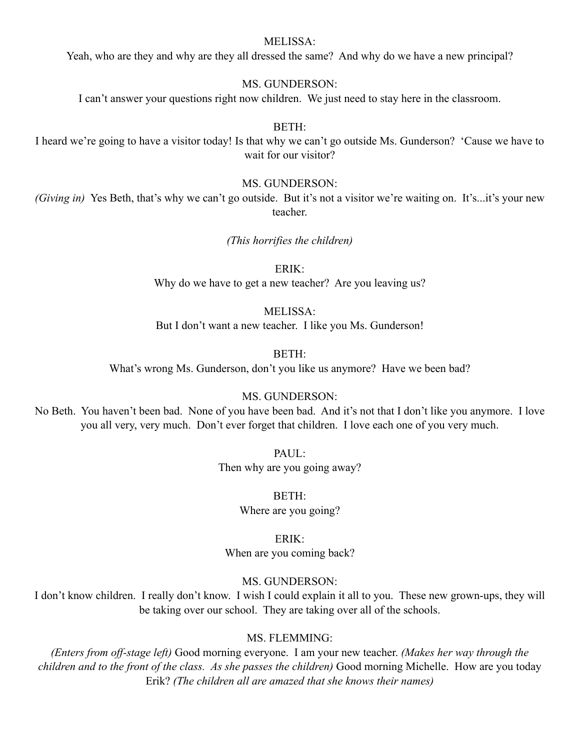MELISSA:
Yeah, who are they and why are they all dressed the same? And why do we have a new principal?

MS. GUNDERSON:
I can't answer your questions right now children. We just need to stay here in the classroom.

BETH:
I heard we're going to have a visitor today! Is that why we can't go outside Ms. Gunderson? 'Cause we have to wait for our visitor?

MS. GUNDERSON:
*(Giving in)* Yes Beth, that's why we can't go outside. But it's not a visitor we're waiting on. It's...it's your new teacher.

*(This horrifies the children)*

ERIK:
Why do we have to get a new teacher? Are you leaving us?

MELISSA:
But I don't want a new teacher. I like you Ms. Gunderson!

BETH:
What's wrong Ms. Gunderson, don't you like us anymore? Have we been bad?

MS. GUNDERSON:
No Beth. You haven't been bad. None of you have been bad. And it's not that I don't like you anymore. I love you all very, very much. Don't ever forget that children. I love each one of you very much.

PAUL:
Then why are you going away?

BETH:
Where are you going?

ERIK:
When are you coming back?

MS. GUNDERSON:
I don't know children. I really don't know. I wish I could explain it all to you. These new grown-ups, they will be taking over our school. They are taking over all of the schools.

MS. FLEMMING:
*(Enters from off-stage left)* Good morning everyone. I am your new teacher. *(Makes her way through the children and to the front of the class. As she passes the children)* Good morning Michelle. How are you today Erik? *(The children all are amazed that she knows their names)*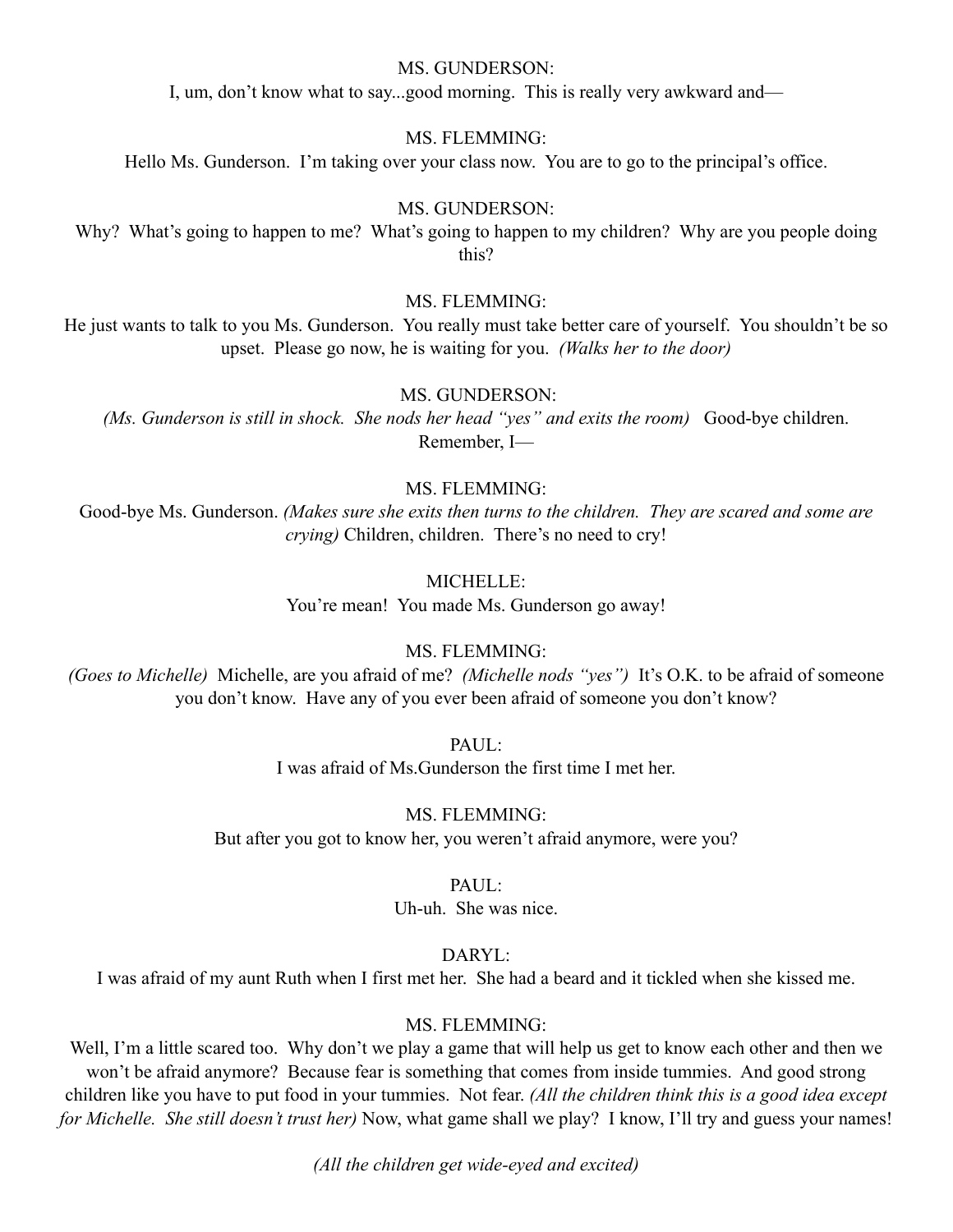MS. GUNDERSON:

I, um, don't know what to say...good morning. This is really very awkward and—

MS. FLEMMING:

Hello Ms. Gunderson. I'm taking over your class now. You are to go to the principal's office.

MS. GUNDERSON:

Why? What's going to happen to me? What's going to happen to my children? Why are you people doing this?

MS. FLEMMING:

He just wants to talk to you Ms. Gunderson. You really must take better care of yourself. You shouldn't be so upset. Please go now, he is waiting for you. *(Walks her to the door)*

MS. GUNDERSON:

*(Ms. Gunderson is still in shock. She nods her head "yes" and exits the room)* Good-bye children. Remember, I—

MS. FLEMMING:

Good-bye Ms. Gunderson. *(Makes sure she exits then turns to the children. They are scared and some are crying)* Children, children. There's no need to cry!

MICHELLE:

You're mean! You made Ms. Gunderson go away!

MS. FLEMMING:

*(Goes to Michelle)* Michelle, are you afraid of me? *(Michelle nods "yes")* It's O.K. to be afraid of someone you don't know. Have any of you ever been afraid of someone you don't know?

PAUL:

I was afraid of Ms.Gunderson the first time I met her.

MS. FLEMMING:

But after you got to know her, you weren't afraid anymore, were you?

PAUL:

Uh-uh. She was nice.

DARYL:

I was afraid of my aunt Ruth when I first met her. She had a beard and it tickled when she kissed me.

MS. FLEMMING:

Well, I'm a little scared too. Why don't we play a game that will help us get to know each other and then we won't be afraid anymore? Because fear is something that comes from inside tummies. And good strong children like you have to put food in your tummies. Not fear. *(All the children think this is a good idea except for Michelle. She still doesn't trust her)* Now, what game shall we play? I know, I'll try and guess your names!

*(All the children get wide-eyed and excited)*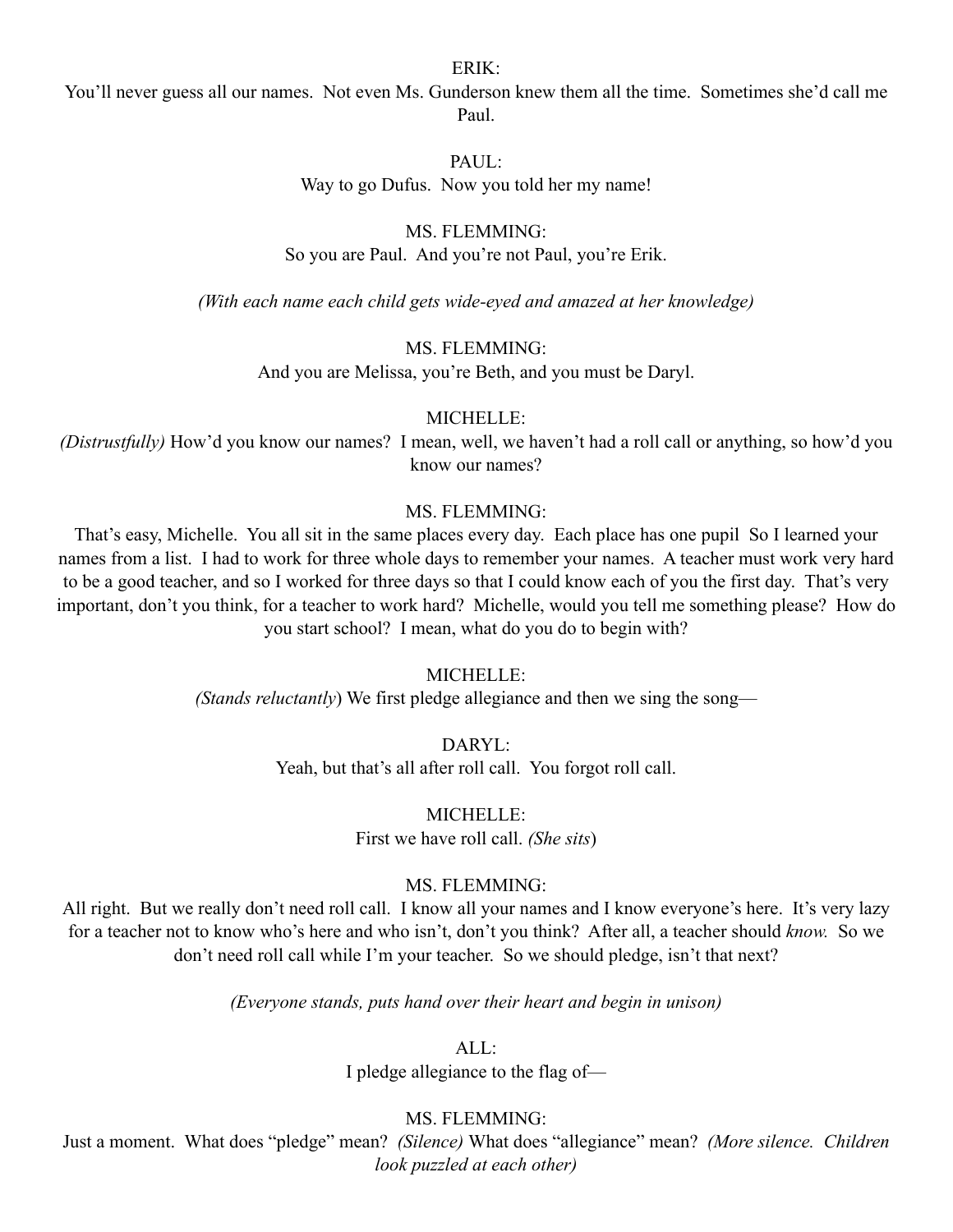ERIK:

You'll never guess all our names. Not even Ms. Gunderson knew them all the time. Sometimes she'd call me Paul.

PAUL:

Way to go Dufus. Now you told her my name!

MS. FLEMMING:

So you are Paul. And you're not Paul, you're Erik.

*(With each name each child gets wide-eyed and amazed at her knowledge)*

MS. FLEMMING:

And you are Melissa, you're Beth, and you must be Daryl.

MICHELLE:

*(Distrustfully)* How'd you know our names? I mean, well, we haven't had a roll call or anything, so how'd you know our names?

MS. FLEMMING:

That's easy, Michelle. You all sit in the same places every day. Each place has one pupil So I learned your names from a list. I had to work for three whole days to remember your names. A teacher must work very hard to be a good teacher, and so I worked for three days so that I could know each of you the first day. That's very important, don't you think, for a teacher to work hard? Michelle, would you tell me something please? How do you start school? I mean, what do you do to begin with?

MICHELLE:

*(Stands reluctantly)* We first pledge allegiance and then we sing the song—

DARYL:

Yeah, but that's all after roll call. You forgot roll call.

MICHELLE:

First we have roll call. *(She sits)*

MS. FLEMMING:

All right. But we really don't need roll call. I know all your names and I know everyone's here. It's very lazy for a teacher not to know who's here and who isn't, don't you think? After all, a teacher should *know.* So we don't need roll call while I'm your teacher. So we should pledge, isn't that next?

*(Everyone stands, puts hand over their heart and begin in unison)*

ALL:

I pledge allegiance to the flag of—

MS. FLEMMING:

Just a moment. What does "pledge" mean? *(Silence)* What does "allegiance" mean? *(More silence. Children look puzzled at each other)*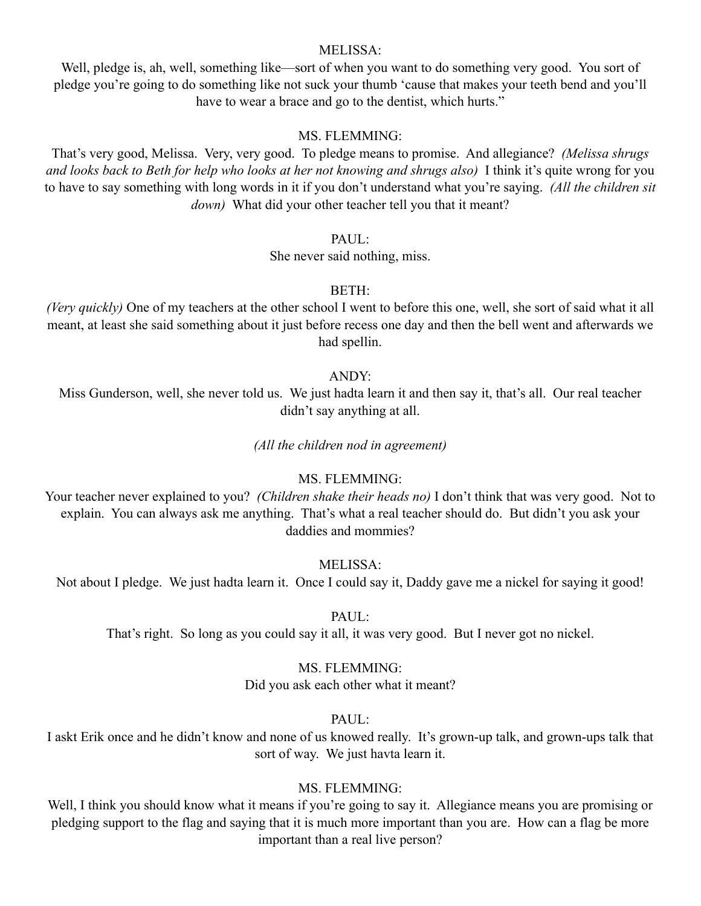MELISSA:

Well, pledge is, ah, well, something like—sort of when you want to do something very good. You sort of pledge you're going to do something like not suck your thumb 'cause that makes your teeth bend and you'll have to wear a brace and go to the dentist, which hurts."

MS. FLEMMING:

That's very good, Melissa. Very, very good. To pledge means to promise. And allegiance? *(Melissa shrugs and looks back to Beth for help who looks at her not knowing and shrugs also)* I think it's quite wrong for you to have to say something with long words in it if you don't understand what you're saying. *(All the children sit down)* What did your other teacher tell you that it meant?

PAUL:

She never said nothing, miss.

BETH:

*(Very quickly)* One of my teachers at the other school I went to before this one, well, she sort of said what it all meant, at least she said something about it just before recess one day and then the bell went and afterwards we had spellin.

ANDY:

Miss Gunderson, well, she never told us. We just hadta learn it and then say it, that's all. Our real teacher didn't say anything at all.

*(All the children nod in agreement)*

MS. FLEMMING:

Your teacher never explained to you? *(Children shake their heads no)* I don't think that was very good. Not to explain. You can always ask me anything. That's what a real teacher should do. But didn't you ask your daddies and mommies?

MELISSA:

Not about I pledge. We just hadta learn it. Once I could say it, Daddy gave me a nickel for saying it good!

PAUL:

That's right. So long as you could say it all, it was very good. But I never got no nickel.

MS. FLEMMING:

Did you ask each other what it meant?

PAUL:

I askt Erik once and he didn't know and none of us knowed really. It's grown-up talk, and grown-ups talk that sort of way. We just havta learn it.

MS. FLEMMING:

Well, I think you should know what it means if you're going to say it. Allegiance means you are promising or pledging support to the flag and saying that it is much more important than you are. How can a flag be more important than a real live person?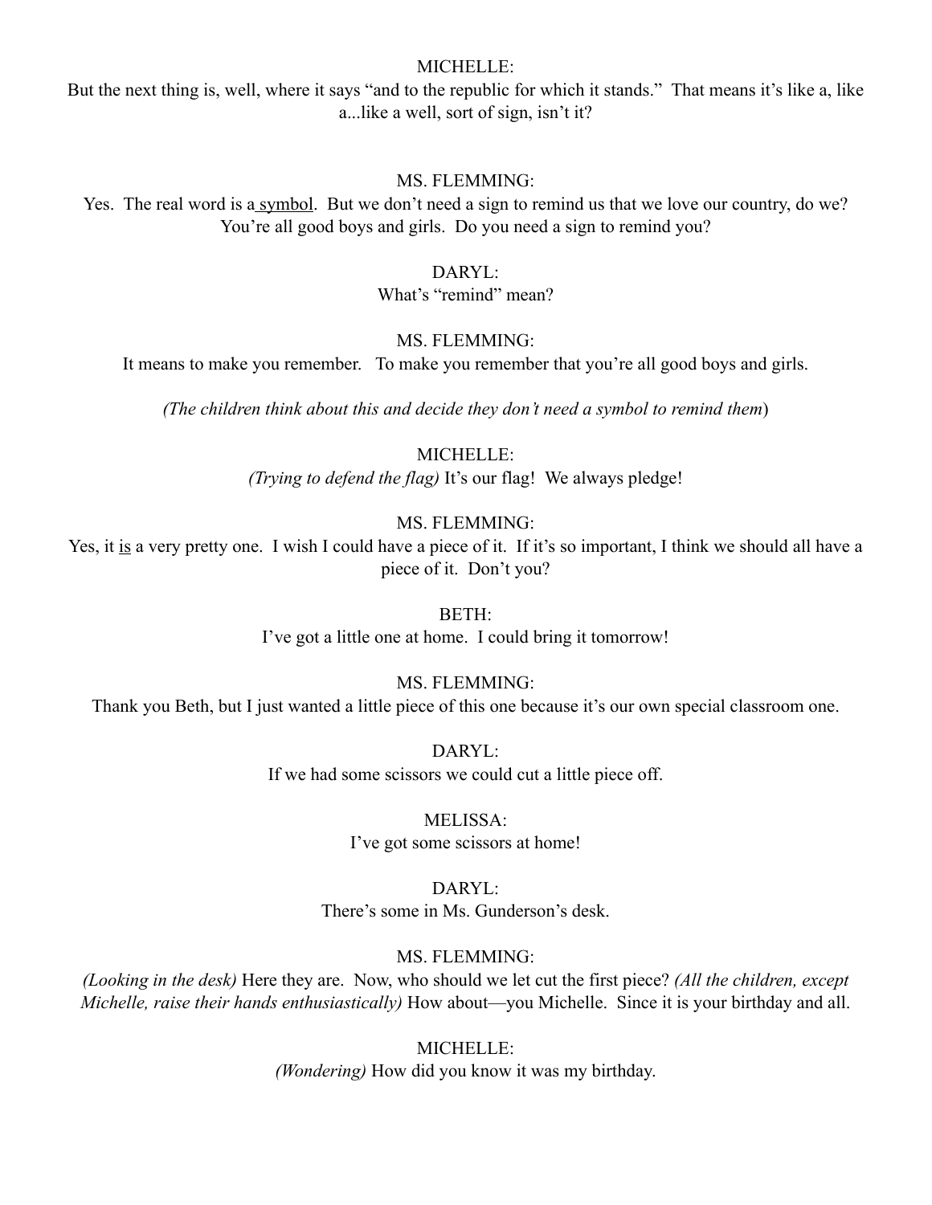MICHELLE:

But the next thing is, well, where it says "and to the republic for which it stands." That means it's like a, like a...like a well, sort of sign, isn't it?

MS. FLEMMING:

Yes. The real word is a <u>symbol</u>. But we don't need a sign to remind us that we love our country, do we? You're all good boys and girls. Do you need a sign to remind you?

DARYL:

What's "remind" mean?

MS. FLEMMING:

It means to make you remember. To make you remember that you're all good boys and girls.

*(The children think about this and decide they don't need a symbol to remind them)*

MICHELLE:

*(Trying to defend the flag)* It's our flag! We always pledge!

MS. FLEMMING:

Yes, it <u>is</u> a very pretty one. I wish I could have a piece of it. If it's so important, I think we should all have a piece of it. Don't you?

BETH:

I've got a little one at home. I could bring it tomorrow!

MS. FLEMMING:

Thank you Beth, but I just wanted a little piece of this one because it's our own special classroom one.

DARYL:

If we had some scissors we could cut a little piece off.

MELISSA:

I've got some scissors at home!

DARYL:

There's some in Ms. Gunderson's desk.

MS. FLEMMING:

*(Looking in the desk)* Here they are. Now, who should we let cut the first piece? *(All the children, except Michelle, raise their hands enthusiastically)* How about—you Michelle. Since it is your birthday and all.

MICHELLE:

*(Wondering)* How did you know it was my birthday.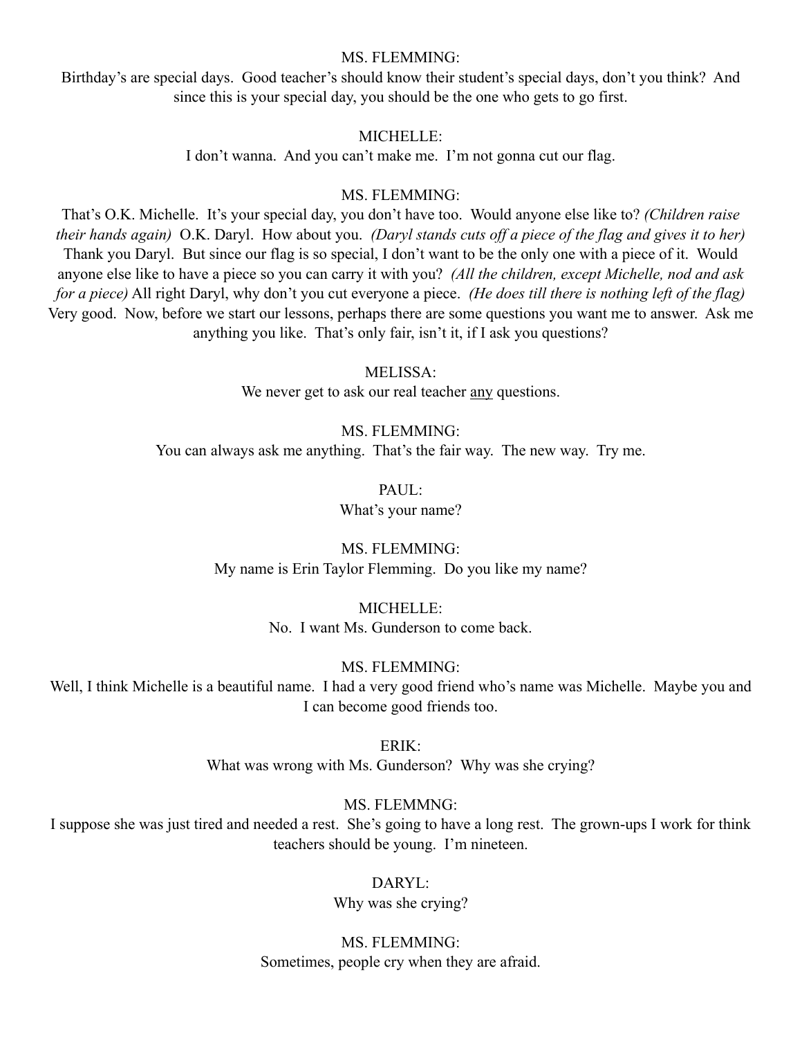MS. FLEMMING:

Birthday's are special days. Good teacher's should know their student's special days, don't you think? And since this is your special day, you should be the one who gets to go first.

MICHELLE:

I don't wanna. And you can't make me. I'm not gonna cut our flag.

MS. FLEMMING:

That's O.K. Michelle. It's your special day, you don't have too. Would anyone else like to? *(Children raise their hands again)* O.K. Daryl. How about you. *(Daryl stands cuts off a piece of the flag and gives it to her)* Thank you Daryl. But since our flag is so special, I don't want to be the only one with a piece of it. Would anyone else like to have a piece so you can carry it with you? *(All the children, except Michelle, nod and ask for a piece)* All right Daryl, why don't you cut everyone a piece. *(He does till there is nothing left of the flag)* Very good. Now, before we start our lessons, perhaps there are some questions you want me to answer. Ask me anything you like. That's only fair, isn't it, if I ask you questions?

MELISSA:

We never get to ask our real teacher <u>any</u> questions.

MS. FLEMMING:

You can always ask me anything. That's the fair way. The new way. Try me.

PAUL:

What's your name?

MS. FLEMMING:

My name is Erin Taylor Flemming. Do you like my name?

MICHELLE:

No. I want Ms. Gunderson to come back.

MS. FLEMMING:

Well, I think Michelle is a beautiful name. I had a very good friend who's name was Michelle. Maybe you and I can become good friends too.

ERIK:

What was wrong with Ms. Gunderson? Why was she crying?

MS. FLEMMNG:

I suppose she was just tired and needed a rest. She's going to have a long rest. The grown-ups I work for think teachers should be young. I'm nineteen.

DARYL:

Why was she crying?

MS. FLEMMING:

Sometimes, people cry when they are afraid.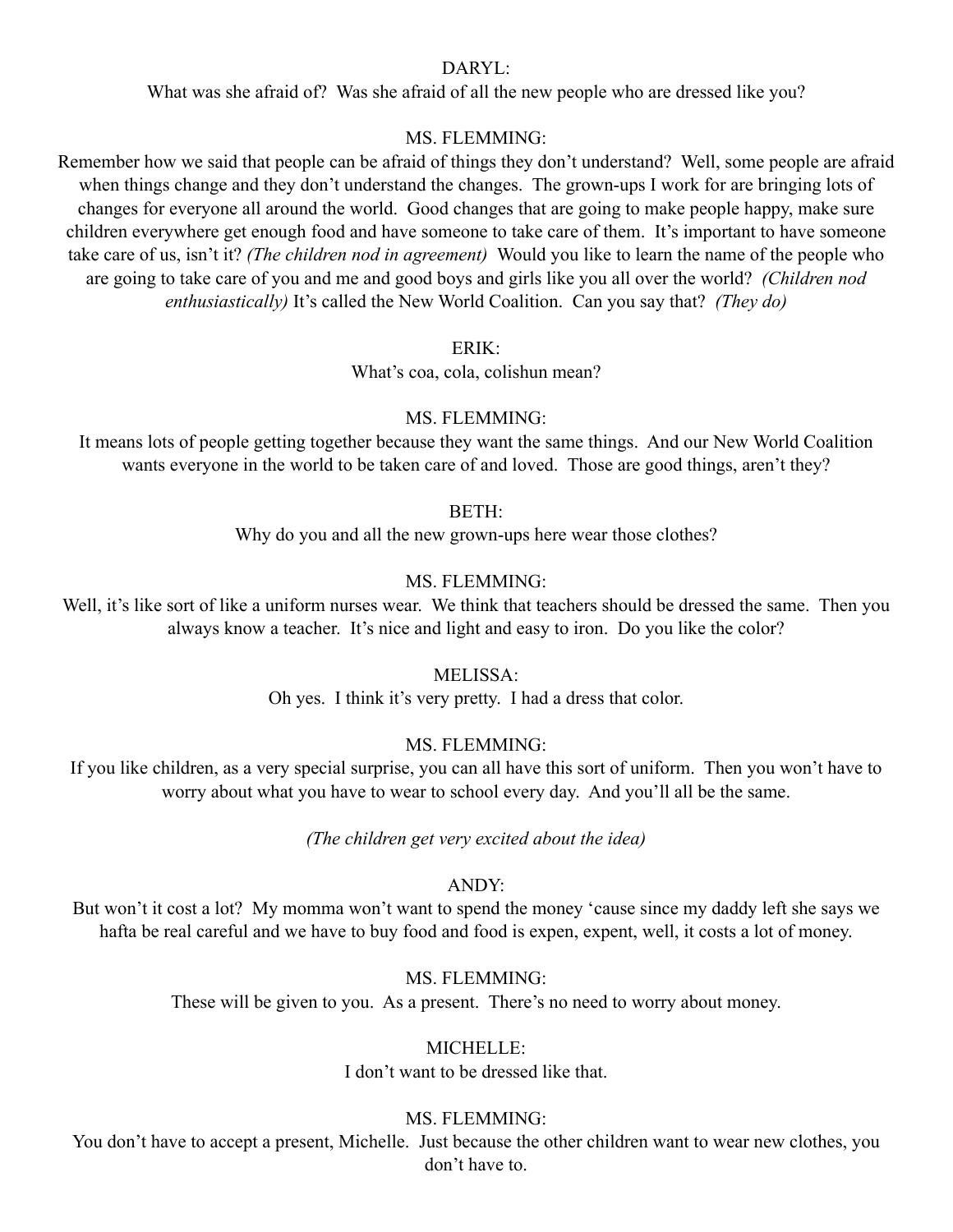DARYL:

What was she afraid of? Was she afraid of all the new people who are dressed like you?

MS. FLEMMING:

Remember how we said that people can be afraid of things they don't understand? Well, some people are afraid when things change and they don't understand the changes. The grown-ups I work for are bringing lots of changes for everyone all around the world. Good changes that are going to make people happy, make sure children everywhere get enough food and have someone to take care of them. It's important to have someone take care of us, isn't it? *(The children nod in agreement)* Would you like to learn the name of the people who are going to take care of you and me and good boys and girls like you all over the world? *(Children nod enthusiastically)* It's called the New World Coalition. Can you say that? *(They do)*

ERIK:

What's coa, cola, colishun mean?

MS. FLEMMING:

It means lots of people getting together because they want the same things. And our New World Coalition wants everyone in the world to be taken care of and loved. Those are good things, aren't they?

BETH:

Why do you and all the new grown-ups here wear those clothes?

MS. FLEMMING:

Well, it's like sort of like a uniform nurses wear. We think that teachers should be dressed the same. Then you always know a teacher. It's nice and light and easy to iron. Do you like the color?

MELISSA:

Oh yes. I think it's very pretty. I had a dress that color.

MS. FLEMMING:

If you like children, as a very special surprise, you can all have this sort of uniform. Then you won't have to worry about what you have to wear to school every day. And you'll all be the same.

*(The children get very excited about the idea)*

ANDY:

But won't it cost a lot? My momma won't want to spend the money 'cause since my daddy left she says we hafta be real careful and we have to buy food and food is expen, expent, well, it costs a lot of money.

MS. FLEMMING:

These will be given to you. As a present. There's no need to worry about money.

MICHELLE:

I don't want to be dressed like that.

MS. FLEMMING:

You don't have to accept a present, Michelle. Just because the other children want to wear new clothes, you don't have to.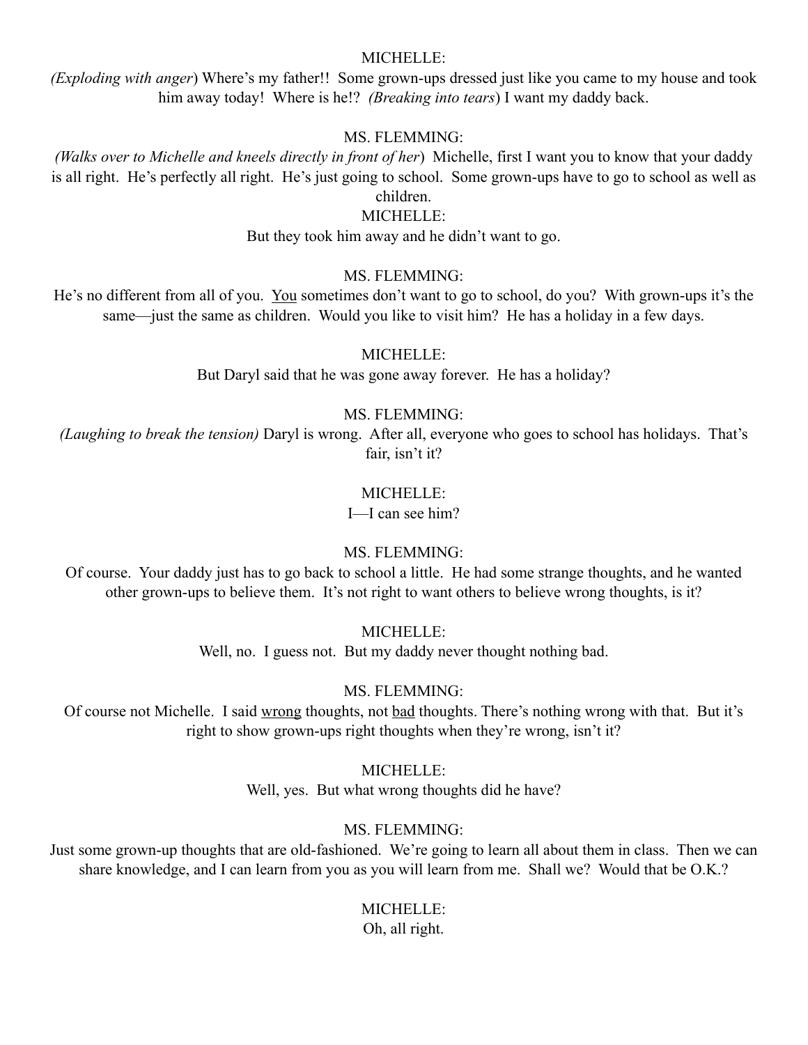MICHELLE:

*(Exploding with anger*) Where's my father!! Some grown-ups dressed just like you came to my house and took him away today! Where is he!? *(Breaking into tears*) I want my daddy back.

MS. FLEMMING:

*(Walks over to Michelle and kneels directly in front of her*) Michelle, first I want you to know that your daddy is all right. He's perfectly all right. He's just going to school. Some grown-ups have to go to school as well as children.

MICHELLE:

But they took him away and he didn't want to go.

MS. FLEMMING:

He's no different from all of you. <u>You</u> sometimes don't want to go to school, do you? With grown-ups it's the same—just the same as children. Would you like to visit him? He has a holiday in a few days.

MICHELLE:

But Daryl said that he was gone away forever. He has a holiday?

MS. FLEMMING:

*(Laughing to break the tension)* Daryl is wrong. After all, everyone who goes to school has holidays. That's fair, isn't it?

MICHELLE:

I—I can see him?

MS. FLEMMING:

Of course. Your daddy just has to go back to school a little. He had some strange thoughts, and he wanted other grown-ups to believe them. It's not right to want others to believe wrong thoughts, is it?

MICHELLE:

Well, no. I guess not. But my daddy never thought nothing bad.

MS. FLEMMING:

Of course not Michelle. I said <u>wrong</u> thoughts, not <u>bad</u> thoughts. There's nothing wrong with that. But it's right to show grown-ups right thoughts when they're wrong, isn't it?

MICHELLE:

Well, yes. But what wrong thoughts did he have?

MS. FLEMMING:

Just some grown-up thoughts that are old-fashioned. We're going to learn all about them in class. Then we can share knowledge, and I can learn from you as you will learn from me. Shall we? Would that be O.K.?

MICHELLE:

Oh, all right.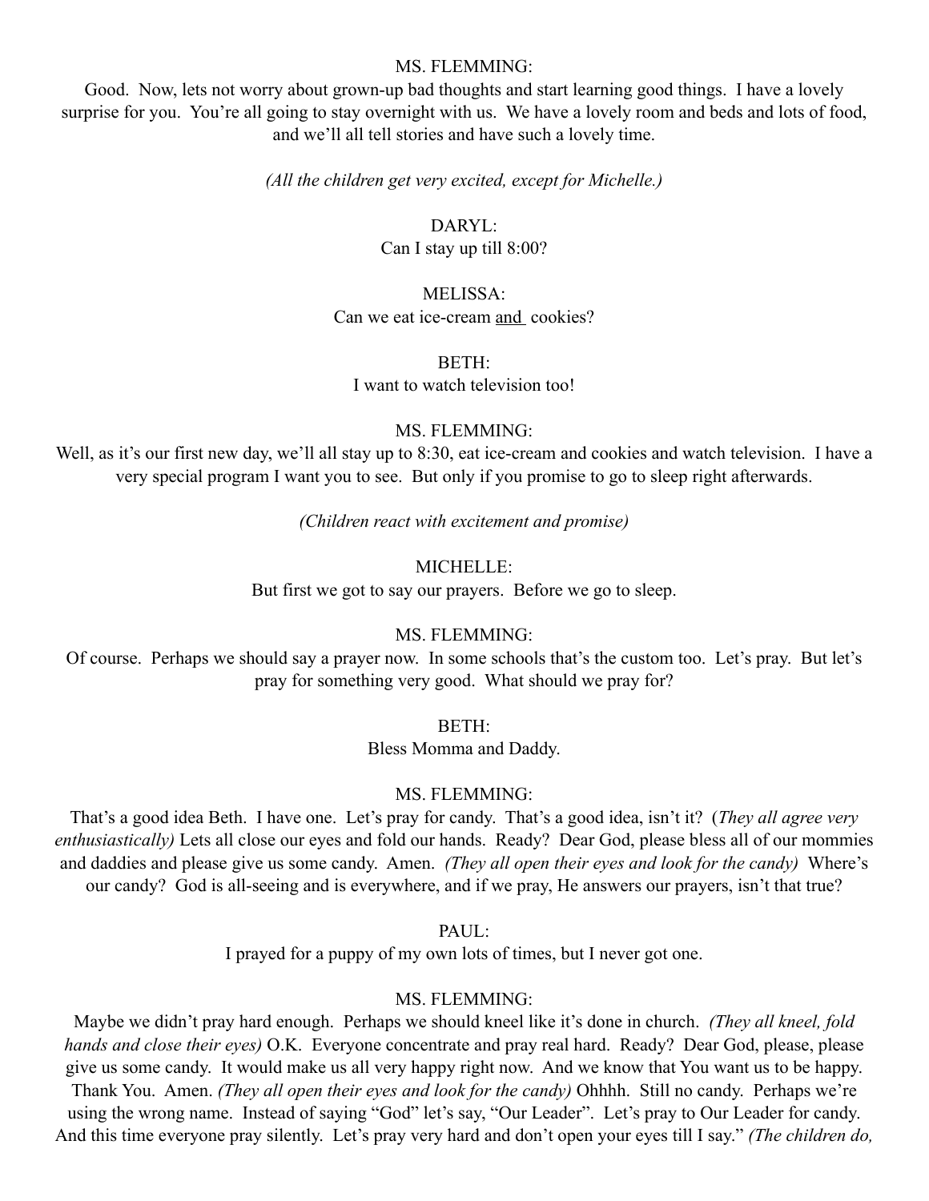MS. FLEMMING:

Good. Now, lets not worry about grown-up bad thoughts and start learning good things. I have a lovely surprise for you. You're all going to stay overnight with us. We have a lovely room and beds and lots of food, and we'll all tell stories and have such a lovely time.

*(All the children get very excited, except for Michelle.)*

DARYL:

Can I stay up till 8:00?

MELISSA:

Can we eat ice-cream <u>and</u> cookies?

BETH:

I want to watch television too!

MS. FLEMMING:

Well, as it's our first new day, we'll all stay up to 8:30, eat ice-cream and cookies and watch television. I have a very special program I want you to see. But only if you promise to go to sleep right afterwards.

*(Children react with excitement and promise)*

MICHELLE:

But first we got to say our prayers. Before we go to sleep.

MS. FLEMMING:

Of course. Perhaps we should say a prayer now. In some schools that's the custom too. Let's pray. But let's pray for something very good. What should we pray for?

BETH:

Bless Momma and Daddy.

MS. FLEMMING:

That's a good idea Beth. I have one. Let's pray for candy. That's a good idea, isn't it? (*They all agree very enthusiastically)* Lets all close our eyes and fold our hands. Ready? Dear God, please bless all of our mommies and daddies and please give us some candy. Amen. *(They all open their eyes and look for the candy)* Where's our candy? God is all-seeing and is everywhere, and if we pray, He answers our prayers, isn't that true?

PAUL:

I prayed for a puppy of my own lots of times, but I never got one.

MS. FLEMMING:

Maybe we didn't pray hard enough. Perhaps we should kneel like it's done in church. *(They all kneel, fold hands and close their eyes)* O.K. Everyone concentrate and pray real hard. Ready? Dear God, please, please give us some candy. It would make us all very happy right now. And we know that You want us to be happy. Thank You. Amen. *(They all open their eyes and look for the candy)* Ohhhh. Still no candy. Perhaps we're using the wrong name. Instead of saying "God" let's say, "Our Leader". Let's pray to Our Leader for candy. And this time everyone pray silently. Let's pray very hard and don't open your eyes till I say." *(The children do,*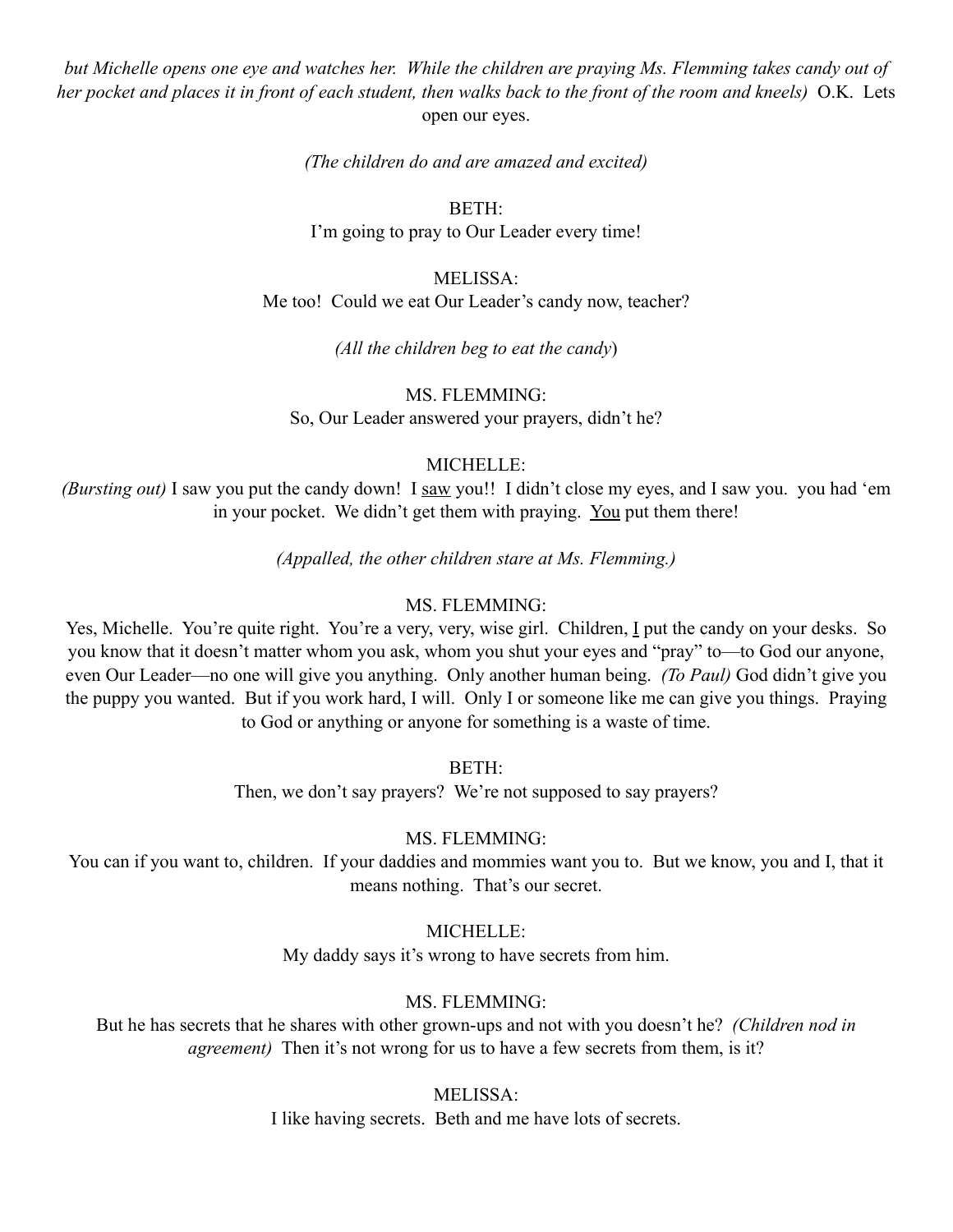*but Michelle opens one eye and watches her. While the children are praying Ms. Flemming takes candy out of her pocket and places it in front of each student, then walks back to the front of the room and kneels)* O.K. Lets open our eyes.

*(The children do and are amazed and excited)*

BETH:
I'm going to pray to Our Leader every time!

MELISSA:
Me too! Could we eat Our Leader's candy now, teacher?

*(All the children beg to eat the candy*)

MS. FLEMMING:
So, Our Leader answered your prayers, didn't he?

MICHELLE:
*(Bursting out)* I saw you put the candy down! I <u>saw</u> you!! I didn't close my eyes, and I saw you. you had 'em in your pocket. We didn't get them with praying. <u>You</u> put them there!

*(Appalled, the other children stare at Ms. Flemming.)*

MS. FLEMMING:
Yes, Michelle. You're quite right. You're a very, very, wise girl. Children, <u>I</u> put the candy on your desks. So you know that it doesn't matter whom you ask, whom you shut your eyes and "pray" to—to God our anyone, even Our Leader—no one will give you anything. Only another human being. *(To Paul)* God didn't give you the puppy you wanted. But if you work hard, I will. Only I or someone like me can give you things. Praying to God or anything or anyone for something is a waste of time.

BETH:
Then, we don't say prayers? We're not supposed to say prayers?

MS. FLEMMING:
You can if you want to, children. If your daddies and mommies want you to. But we know, you and I, that it means nothing. That's our secret.

MICHELLE:
My daddy says it's wrong to have secrets from him.

MS. FLEMMING:
But he has secrets that he shares with other grown-ups and not with you doesn't he? *(Children nod in agreement)* Then it's not wrong for us to have a few secrets from them, is it?

MELISSA:
I like having secrets. Beth and me have lots of secrets.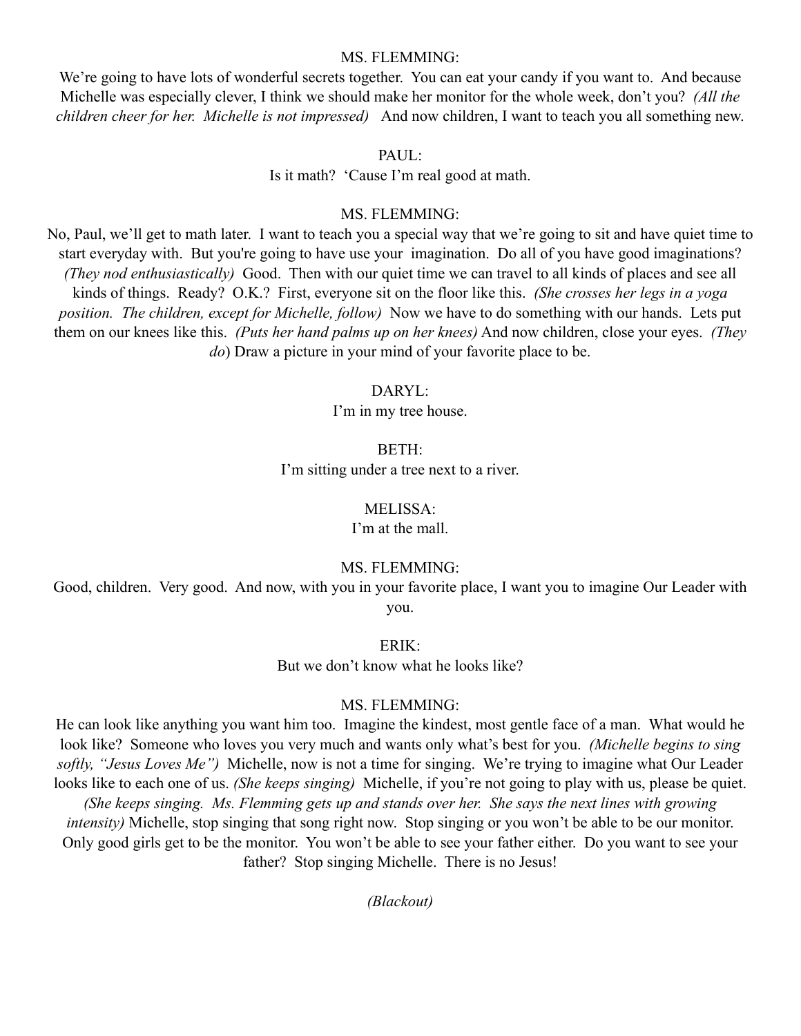MS. FLEMMING:

We're going to have lots of wonderful secrets together. You can eat your candy if you want to. And because Michelle was especially clever, I think we should make her monitor for the whole week, don't you? *(All the children cheer for her. Michelle is not impressed)* And now children, I want to teach you all something new.

PAUL:

Is it math? 'Cause I'm real good at math.

MS. FLEMMING:

No, Paul, we'll get to math later. I want to teach you a special way that we're going to sit and have quiet time to start everyday with. But you're going to have use your imagination. Do all of you have good imaginations? *(They nod enthusiastically)* Good. Then with our quiet time we can travel to all kinds of places and see all kinds of things. Ready? O.K.? First, everyone sit on the floor like this. *(She crosses her legs in a yoga position. The children, except for Michelle, follow)* Now we have to do something with our hands. Lets put them on our knees like this. *(Puts her hand palms up on her knees)* And now children, close your eyes. *(They do)* Draw a picture in your mind of your favorite place to be.

DARYL:

I'm in my tree house.

BETH:

I'm sitting under a tree next to a river.

MELISSA:

I'm at the mall.

MS. FLEMMING:

Good, children. Very good. And now, with you in your favorite place, I want you to imagine Our Leader with you.

ERIK:

But we don't know what he looks like?

MS. FLEMMING:

He can look like anything you want him too. Imagine the kindest, most gentle face of a man. What would he look like? Someone who loves you very much and wants only what's best for you. *(Michelle begins to sing softly, "Jesus Loves Me")* Michelle, now is not a time for singing. We're trying to imagine what Our Leader looks like to each one of us. *(She keeps singing)* Michelle, if you're not going to play with us, please be quiet. *(She keeps singing. Ms. Flemming gets up and stands over her. She says the next lines with growing intensity)* Michelle, stop singing that song right now. Stop singing or you won't be able to be our monitor. Only good girls get to be the monitor. You won't be able to see your father either. Do you want to see your father? Stop singing Michelle. There is no Jesus!

*(Blackout)*